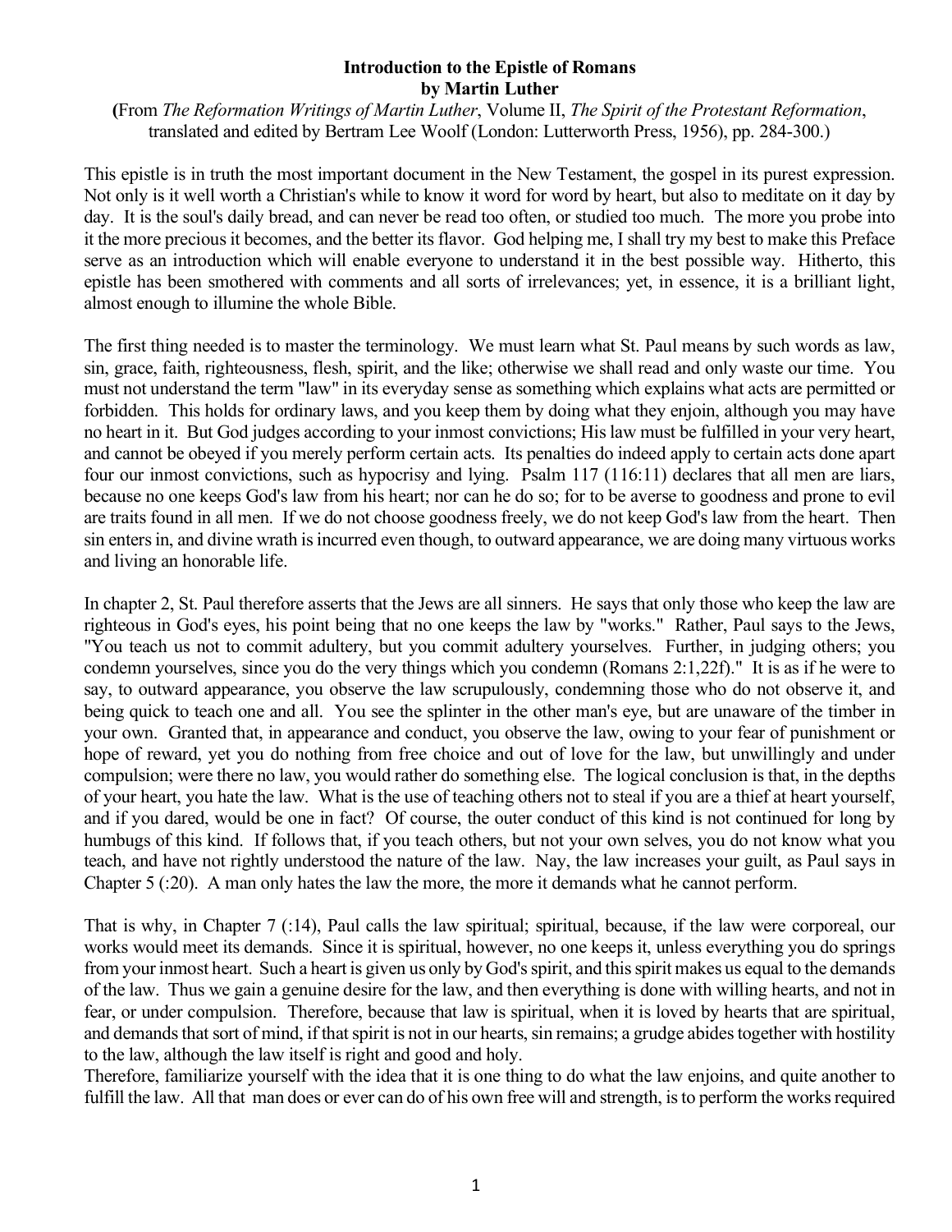**Introduction to the Epistle of Romans**
**by Martin Luther**

**(**From *The Reformation Writings of Martin Luther*, Volume II, *The Spirit of the Protestant Reformation*, translated and edited by Bertram Lee Woolf (London: Lutterworth Press, 1956), pp. 284-300.)

This epistle is in truth the most important document in the New Testament, the gospel in its purest expression. Not only is it well worth a Christian's while to know it word for word by heart, but also to meditate on it day by day. It is the soul's daily bread, and can never be read too often, or studied too much. The more you probe into it the more precious it becomes, and the better its flavor. God helping me, I shall try my best to make this Preface serve as an introduction which will enable everyone to understand it in the best possible way. Hitherto, this epistle has been smothered with comments and all sorts of irrelevances; yet, in essence, it is a brilliant light, almost enough to illumine the whole Bible.

The first thing needed is to master the terminology. We must learn what St. Paul means by such words as law, sin, grace, faith, righteousness, flesh, spirit, and the like; otherwise we shall read and only waste our time. You must not understand the term "law" in its everyday sense as something which explains what acts are permitted or forbidden. This holds for ordinary laws, and you keep them by doing what they enjoin, although you may have no heart in it. But God judges according to your inmost convictions; His law must be fulfilled in your very heart, and cannot be obeyed if you merely perform certain acts. Its penalties do indeed apply to certain acts done apart four our inmost convictions, such as hypocrisy and lying. Psalm 117 (116:11) declares that all men are liars, because no one keeps God's law from his heart; nor can he do so; for to be averse to goodness and prone to evil are traits found in all men. If we do not choose goodness freely, we do not keep God's law from the heart. Then sin enters in, and divine wrath is incurred even though, to outward appearance, we are doing many virtuous works and living an honorable life.

In chapter 2, St. Paul therefore asserts that the Jews are all sinners. He says that only those who keep the law are righteous in God's eyes, his point being that no one keeps the law by "works." Rather, Paul says to the Jews, "You teach us not to commit adultery, but you commit adultery yourselves. Further, in judging others; you condemn yourselves, since you do the very things which you condemn (Romans 2:1,22f)." It is as if he were to say, to outward appearance, you observe the law scrupulously, condemning those who do not observe it, and being quick to teach one and all. You see the splinter in the other man's eye, but are unaware of the timber in your own. Granted that, in appearance and conduct, you observe the law, owing to your fear of punishment or hope of reward, yet you do nothing from free choice and out of love for the law, but unwillingly and under compulsion; were there no law, you would rather do something else. The logical conclusion is that, in the depths of your heart, you hate the law. What is the use of teaching others not to steal if you are a thief at heart yourself, and if you dared, would be one in fact? Of course, the outer conduct of this kind is not continued for long by humbugs of this kind. If follows that, if you teach others, but not your own selves, you do not know what you teach, and have not rightly understood the nature of the law. Nay, the law increases your guilt, as Paul says in Chapter 5 (:20). A man only hates the law the more, the more it demands what he cannot perform.

That is why, in Chapter 7 (:14), Paul calls the law spiritual; spiritual, because, if the law were corporeal, our works would meet its demands. Since it is spiritual, however, no one keeps it, unless everything you do springs from your inmost heart. Such a heart is given us only by God's spirit, and this spirit makes us equal to the demands of the law. Thus we gain a genuine desire for the law, and then everything is done with willing hearts, and not in fear, or under compulsion. Therefore, because that law is spiritual, when it is loved by hearts that are spiritual, and demands that sort of mind, if that spirit is not in our hearts, sin remains; a grudge abides together with hostility to the law, although the law itself is right and good and holy.

Therefore, familiarize yourself with the idea that it is one thing to do what the law enjoins, and quite another to fulfill the law. All that man does or ever can do of his own free will and strength, is to perform the works required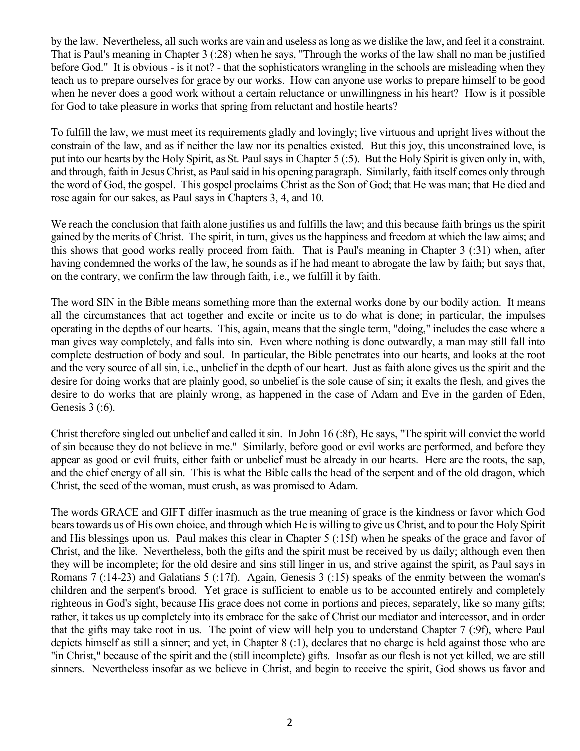by the law. Nevertheless, all such works are vain and useless as long as we dislike the law, and feel it a constraint. That is Paul's meaning in Chapter 3 (:28) when he says, "Through the works of the law shall no man be justified before God." It is obvious - is it not? - that the sophisticators wrangling in the schools are misleading when they teach us to prepare ourselves for grace by our works. How can anyone use works to prepare himself to be good when he never does a good work without a certain reluctance or unwillingness in his heart? How is it possible for God to take pleasure in works that spring from reluctant and hostile hearts?

To fulfill the law, we must meet its requirements gladly and lovingly; live virtuous and upright lives without the constrain of the law, and as if neither the law nor its penalties existed. But this joy, this unconstrained love, is put into our hearts by the Holy Spirit, as St. Paul says in Chapter 5 (:5). But the Holy Spirit is given only in, with, and through, faith in Jesus Christ, as Paul said in his opening paragraph. Similarly, faith itself comes only through the word of God, the gospel. This gospel proclaims Christ as the Son of God; that He was man; that He died and rose again for our sakes, as Paul says in Chapters 3, 4, and 10.

We reach the conclusion that faith alone justifies us and fulfills the law; and this because faith brings us the spirit gained by the merits of Christ. The spirit, in turn, gives us the happiness and freedom at which the law aims; and this shows that good works really proceed from faith. That is Paul's meaning in Chapter 3 (:31) when, after having condemned the works of the law, he sounds as if he had meant to abrogate the law by faith; but says that, on the contrary, we confirm the law through faith, i.e., we fulfill it by faith.

The word SIN in the Bible means something more than the external works done by our bodily action. It means all the circumstances that act together and excite or incite us to do what is done; in particular, the impulses operating in the depths of our hearts. This, again, means that the single term, "doing," includes the case where a man gives way completely, and falls into sin. Even where nothing is done outwardly, a man may still fall into complete destruction of body and soul. In particular, the Bible penetrates into our hearts, and looks at the root and the very source of all sin, i.e., unbelief in the depth of our heart. Just as faith alone gives us the spirit and the desire for doing works that are plainly good, so unbelief is the sole cause of sin; it exalts the flesh, and gives the desire to do works that are plainly wrong, as happened in the case of Adam and Eve in the garden of Eden, Genesis 3 (:6).

Christ therefore singled out unbelief and called it sin. In John 16 (:8f), He says, "The spirit will convict the world of sin because they do not believe in me." Similarly, before good or evil works are performed, and before they appear as good or evil fruits, either faith or unbelief must be already in our hearts. Here are the roots, the sap, and the chief energy of all sin. This is what the Bible calls the head of the serpent and of the old dragon, which Christ, the seed of the woman, must crush, as was promised to Adam.

The words GRACE and GIFT differ inasmuch as the true meaning of grace is the kindness or favor which God bears towards us of His own choice, and through which He is willing to give us Christ, and to pour the Holy Spirit and His blessings upon us. Paul makes this clear in Chapter 5 (:15f) when he speaks of the grace and favor of Christ, and the like. Nevertheless, both the gifts and the spirit must be received by us daily; although even then they will be incomplete; for the old desire and sins still linger in us, and strive against the spirit, as Paul says in Romans 7 (:14-23) and Galatians 5 (:17f). Again, Genesis 3 (:15) speaks of the enmity between the woman's children and the serpent's brood. Yet grace is sufficient to enable us to be accounted entirely and completely righteous in God's sight, because His grace does not come in portions and pieces, separately, like so many gifts; rather, it takes us up completely into its embrace for the sake of Christ our mediator and intercessor, and in order that the gifts may take root in us. The point of view will help you to understand Chapter 7 (:9f), where Paul depicts himself as still a sinner; and yet, in Chapter 8 (:1), declares that no charge is held against those who are "in Christ," because of the spirit and the (still incomplete) gifts. Insofar as our flesh is not yet killed, we are still sinners. Nevertheless insofar as we believe in Christ, and begin to receive the spirit, God shows us favor and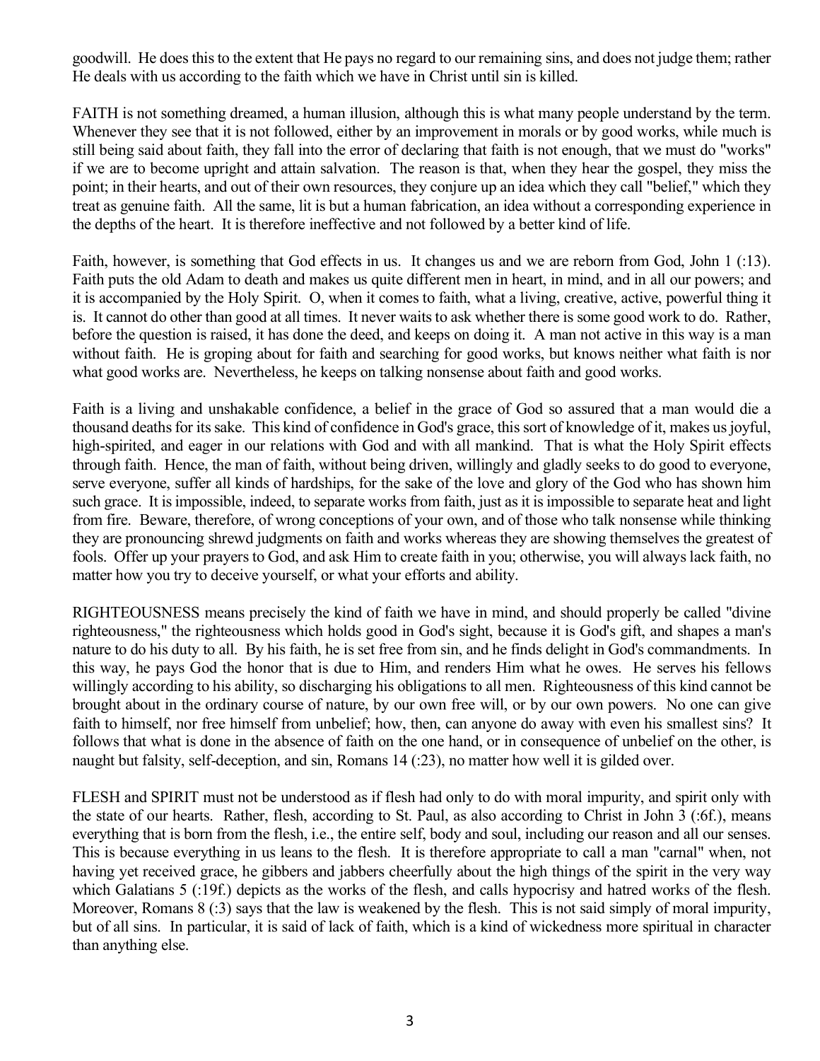goodwill. He does this to the extent that He pays no regard to our remaining sins, and does not judge them; rather He deals with us according to the faith which we have in Christ until sin is killed.

FAITH is not something dreamed, a human illusion, although this is what many people understand by the term. Whenever they see that it is not followed, either by an improvement in morals or by good works, while much is still being said about faith, they fall into the error of declaring that faith is not enough, that we must do "works" if we are to become upright and attain salvation. The reason is that, when they hear the gospel, they miss the point; in their hearts, and out of their own resources, they conjure up an idea which they call "belief," which they treat as genuine faith. All the same, lit is but a human fabrication, an idea without a corresponding experience in the depths of the heart. It is therefore ineffective and not followed by a better kind of life.

Faith, however, is something that God effects in us. It changes us and we are reborn from God, John 1 (:13). Faith puts the old Adam to death and makes us quite different men in heart, in mind, and in all our powers; and it is accompanied by the Holy Spirit. O, when it comes to faith, what a living, creative, active, powerful thing it is. It cannot do other than good at all times. It never waits to ask whether there is some good work to do. Rather, before the question is raised, it has done the deed, and keeps on doing it. A man not active in this way is a man without faith. He is groping about for faith and searching for good works, but knows neither what faith is nor what good works are. Nevertheless, he keeps on talking nonsense about faith and good works.

Faith is a living and unshakable confidence, a belief in the grace of God so assured that a man would die a thousand deaths for its sake. This kind of confidence in God's grace, this sort of knowledge of it, makes us joyful, high-spirited, and eager in our relations with God and with all mankind. That is what the Holy Spirit effects through faith. Hence, the man of faith, without being driven, willingly and gladly seeks to do good to everyone, serve everyone, suffer all kinds of hardships, for the sake of the love and glory of the God who has shown him such grace. It is impossible, indeed, to separate works from faith, just as it is impossible to separate heat and light from fire. Beware, therefore, of wrong conceptions of your own, and of those who talk nonsense while thinking they are pronouncing shrewd judgments on faith and works whereas they are showing themselves the greatest of fools. Offer up your prayers to God, and ask Him to create faith in you; otherwise, you will always lack faith, no matter how you try to deceive yourself, or what your efforts and ability.

RIGHTEOUSNESS means precisely the kind of faith we have in mind, and should properly be called "divine righteousness," the righteousness which holds good in God's sight, because it is God's gift, and shapes a man's nature to do his duty to all. By his faith, he is set free from sin, and he finds delight in God's commandments. In this way, he pays God the honor that is due to Him, and renders Him what he owes. He serves his fellows willingly according to his ability, so discharging his obligations to all men. Righteousness of this kind cannot be brought about in the ordinary course of nature, by our own free will, or by our own powers. No one can give faith to himself, nor free himself from unbelief; how, then, can anyone do away with even his smallest sins? It follows that what is done in the absence of faith on the one hand, or in consequence of unbelief on the other, is naught but falsity, self-deception, and sin, Romans 14 (:23), no matter how well it is gilded over.

FLESH and SPIRIT must not be understood as if flesh had only to do with moral impurity, and spirit only with the state of our hearts. Rather, flesh, according to St. Paul, as also according to Christ in John 3 (:6f.), means everything that is born from the flesh, i.e., the entire self, body and soul, including our reason and all our senses. This is because everything in us leans to the flesh. It is therefore appropriate to call a man "carnal" when, not having yet received grace, he gibbers and jabbers cheerfully about the high things of the spirit in the very way which Galatians 5 (:19f.) depicts as the works of the flesh, and calls hypocrisy and hatred works of the flesh. Moreover, Romans 8 (:3) says that the law is weakened by the flesh. This is not said simply of moral impurity, but of all sins. In particular, it is said of lack of faith, which is a kind of wickedness more spiritual in character than anything else.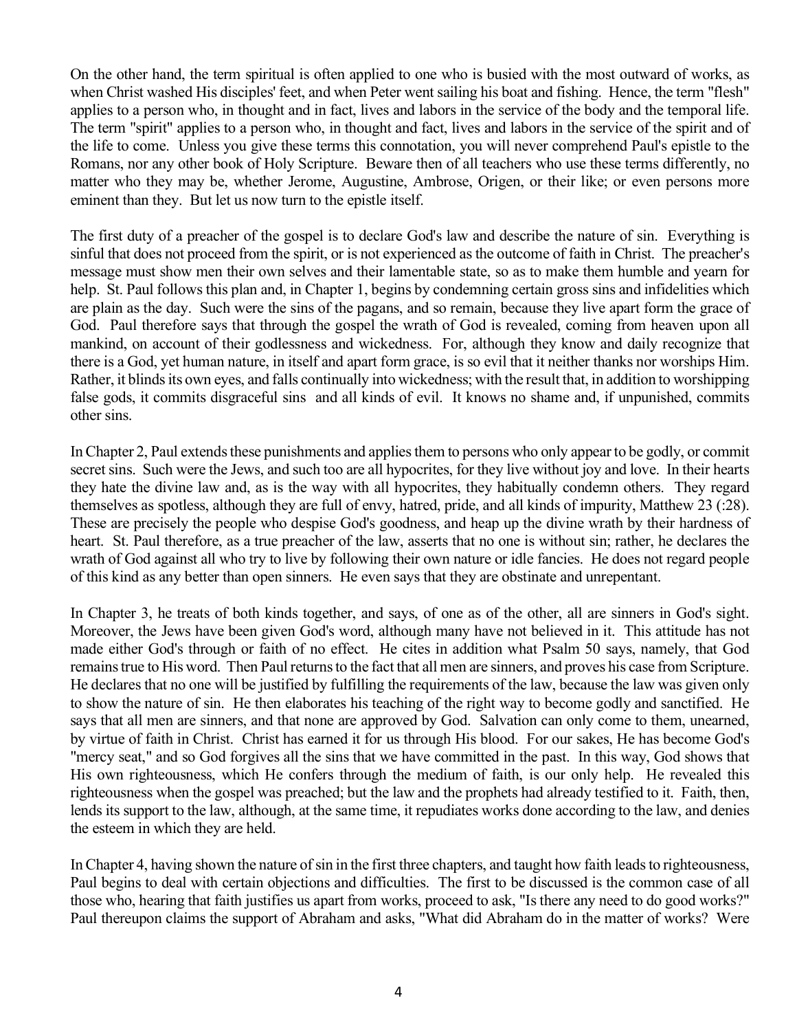On the other hand, the term spiritual is often applied to one who is busied with the most outward of works, as when Christ washed His disciples' feet, and when Peter went sailing his boat and fishing. Hence, the term "flesh" applies to a person who, in thought and in fact, lives and labors in the service of the body and the temporal life. The term "spirit" applies to a person who, in thought and fact, lives and labors in the service of the spirit and of the life to come. Unless you give these terms this connotation, you will never comprehend Paul's epistle to the Romans, nor any other book of Holy Scripture. Beware then of all teachers who use these terms differently, no matter who they may be, whether Jerome, Augustine, Ambrose, Origen, or their like; or even persons more eminent than they. But let us now turn to the epistle itself.

The first duty of a preacher of the gospel is to declare God's law and describe the nature of sin. Everything is sinful that does not proceed from the spirit, or is not experienced as the outcome of faith in Christ. The preacher's message must show men their own selves and their lamentable state, so as to make them humble and yearn for help. St. Paul follows this plan and, in Chapter 1, begins by condemning certain gross sins and infidelities which are plain as the day. Such were the sins of the pagans, and so remain, because they live apart form the grace of God. Paul therefore says that through the gospel the wrath of God is revealed, coming from heaven upon all mankind, on account of their godlessness and wickedness. For, although they know and daily recognize that there is a God, yet human nature, in itself and apart form grace, is so evil that it neither thanks nor worships Him. Rather, it blinds its own eyes, and falls continually into wickedness; with the result that, in addition to worshipping false gods, it commits disgraceful sins and all kinds of evil. It knows no shame and, if unpunished, commits other sins.

In Chapter 2, Paul extends these punishments and applies them to persons who only appear to be godly, or commit secret sins. Such were the Jews, and such too are all hypocrites, for they live without joy and love. In their hearts they hate the divine law and, as is the way with all hypocrites, they habitually condemn others. They regard themselves as spotless, although they are full of envy, hatred, pride, and all kinds of impurity, Matthew 23 (:28). These are precisely the people who despise God's goodness, and heap up the divine wrath by their hardness of heart. St. Paul therefore, as a true preacher of the law, asserts that no one is without sin; rather, he declares the wrath of God against all who try to live by following their own nature or idle fancies. He does not regard people of this kind as any better than open sinners. He even says that they are obstinate and unrepentant.

In Chapter 3, he treats of both kinds together, and says, of one as of the other, all are sinners in God's sight. Moreover, the Jews have been given God's word, although many have not believed in it. This attitude has not made either God's through or faith of no effect. He cites in addition what Psalm 50 says, namely, that God remains true to His word. Then Paul returns to the fact that all men are sinners, and proves his case from Scripture. He declares that no one will be justified by fulfilling the requirements of the law, because the law was given only to show the nature of sin. He then elaborates his teaching of the right way to become godly and sanctified. He says that all men are sinners, and that none are approved by God. Salvation can only come to them, unearned, by virtue of faith in Christ. Christ has earned it for us through His blood. For our sakes, He has become God's "mercy seat," and so God forgives all the sins that we have committed in the past. In this way, God shows that His own righteousness, which He confers through the medium of faith, is our only help. He revealed this righteousness when the gospel was preached; but the law and the prophets had already testified to it. Faith, then, lends its support to the law, although, at the same time, it repudiates works done according to the law, and denies the esteem in which they are held.

In Chapter 4, having shown the nature of sin in the first three chapters, and taught how faith leads to righteousness, Paul begins to deal with certain objections and difficulties. The first to be discussed is the common case of all those who, hearing that faith justifies us apart from works, proceed to ask, "Is there any need to do good works?" Paul thereupon claims the support of Abraham and asks, "What did Abraham do in the matter of works? Were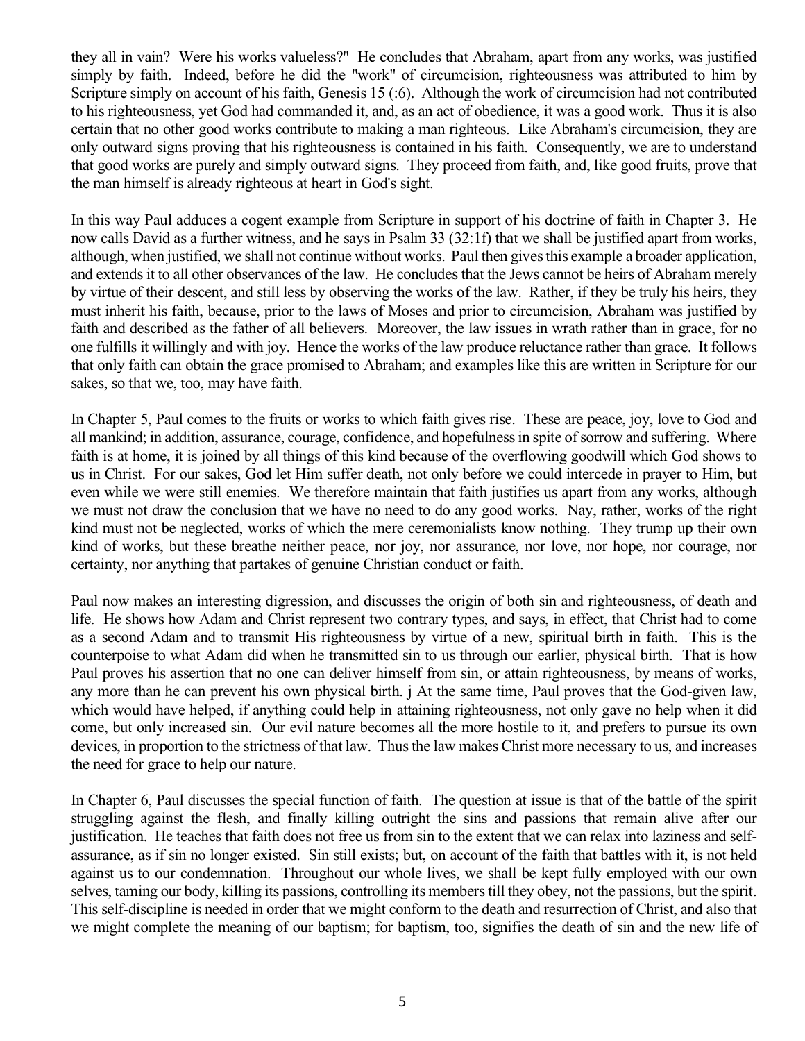they all in vain? Were his works valueless?" He concludes that Abraham, apart from any works, was justified simply by faith. Indeed, before he did the "work" of circumcision, righteousness was attributed to him by Scripture simply on account of his faith, Genesis 15 (:6). Although the work of circumcision had not contributed to his righteousness, yet God had commanded it, and, as an act of obedience, it was a good work. Thus it is also certain that no other good works contribute to making a man righteous. Like Abraham's circumcision, they are only outward signs proving that his righteousness is contained in his faith. Consequently, we are to understand that good works are purely and simply outward signs. They proceed from faith, and, like good fruits, prove that the man himself is already righteous at heart in God's sight.

In this way Paul adduces a cogent example from Scripture in support of his doctrine of faith in Chapter 3. He now calls David as a further witness, and he says in Psalm 33 (32:1f) that we shall be justified apart from works, although, when justified, we shall not continue without works. Paul then gives this example a broader application, and extends it to all other observances of the law. He concludes that the Jews cannot be heirs of Abraham merely by virtue of their descent, and still less by observing the works of the law. Rather, if they be truly his heirs, they must inherit his faith, because, prior to the laws of Moses and prior to circumcision, Abraham was justified by faith and described as the father of all believers. Moreover, the law issues in wrath rather than in grace, for no one fulfills it willingly and with joy. Hence the works of the law produce reluctance rather than grace. It follows that only faith can obtain the grace promised to Abraham; and examples like this are written in Scripture for our sakes, so that we, too, may have faith.

In Chapter 5, Paul comes to the fruits or works to which faith gives rise. These are peace, joy, love to God and all mankind; in addition, assurance, courage, confidence, and hopefulness in spite of sorrow and suffering. Where faith is at home, it is joined by all things of this kind because of the overflowing goodwill which God shows to us in Christ. For our sakes, God let Him suffer death, not only before we could intercede in prayer to Him, but even while we were still enemies. We therefore maintain that faith justifies us apart from any works, although we must not draw the conclusion that we have no need to do any good works. Nay, rather, works of the right kind must not be neglected, works of which the mere ceremonialists know nothing. They trump up their own kind of works, but these breathe neither peace, nor joy, nor assurance, nor love, nor hope, nor courage, nor certainty, nor anything that partakes of genuine Christian conduct or faith.

Paul now makes an interesting digression, and discusses the origin of both sin and righteousness, of death and life. He shows how Adam and Christ represent two contrary types, and says, in effect, that Christ had to come as a second Adam and to transmit His righteousness by virtue of a new, spiritual birth in faith. This is the counterpoise to what Adam did when he transmitted sin to us through our earlier, physical birth. That is how Paul proves his assertion that no one can deliver himself from sin, or attain righteousness, by means of works, any more than he can prevent his own physical birth. j At the same time, Paul proves that the God-given law, which would have helped, if anything could help in attaining righteousness, not only gave no help when it did come, but only increased sin. Our evil nature becomes all the more hostile to it, and prefers to pursue its own devices, in proportion to the strictness of that law. Thus the law makes Christ more necessary to us, and increases the need for grace to help our nature.

In Chapter 6, Paul discusses the special function of faith. The question at issue is that of the battle of the spirit struggling against the flesh, and finally killing outright the sins and passions that remain alive after our justification. He teaches that faith does not free us from sin to the extent that we can relax into laziness and self-assurance, as if sin no longer existed. Sin still exists; but, on account of the faith that battles with it, is not held against us to our condemnation. Throughout our whole lives, we shall be kept fully employed with our own selves, taming our body, killing its passions, controlling its members till they obey, not the passions, but the spirit. This self-discipline is needed in order that we might conform to the death and resurrection of Christ, and also that we might complete the meaning of our baptism; for baptism, too, signifies the death of sin and the new life of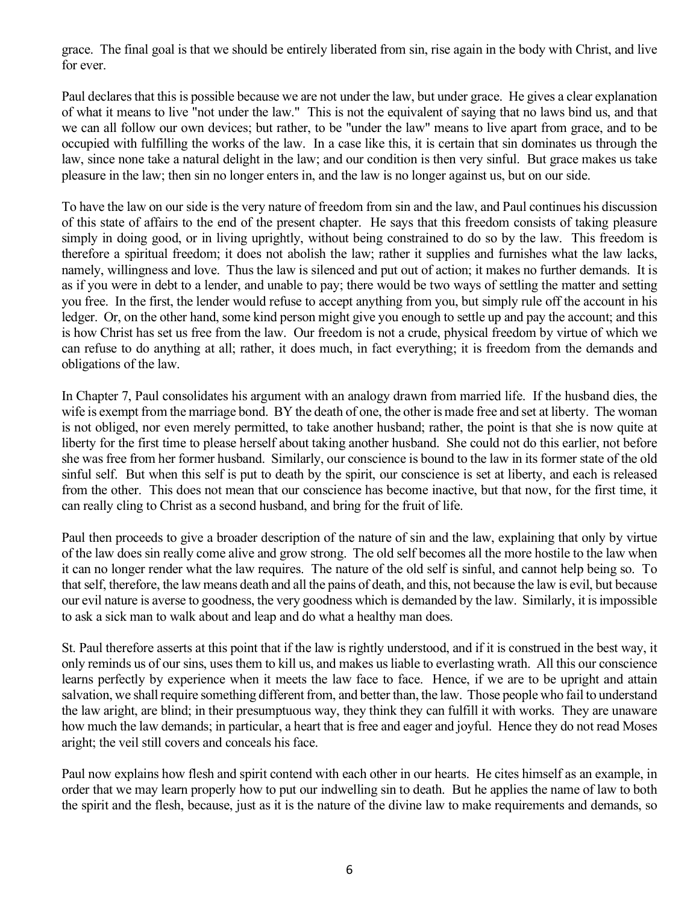grace. The final goal is that we should be entirely liberated from sin, rise again in the body with Christ, and live for ever.

Paul declares that this is possible because we are not under the law, but under grace. He gives a clear explanation of what it means to live "not under the law." This is not the equivalent of saying that no laws bind us, and that we can all follow our own devices; but rather, to be "under the law" means to live apart from grace, and to be occupied with fulfilling the works of the law. In a case like this, it is certain that sin dominates us through the law, since none take a natural delight in the law; and our condition is then very sinful. But grace makes us take pleasure in the law; then sin no longer enters in, and the law is no longer against us, but on our side.

To have the law on our side is the very nature of freedom from sin and the law, and Paul continues his discussion of this state of affairs to the end of the present chapter. He says that this freedom consists of taking pleasure simply in doing good, or in living uprightly, without being constrained to do so by the law. This freedom is therefore a spiritual freedom; it does not abolish the law; rather it supplies and furnishes what the law lacks, namely, willingness and love. Thus the law is silenced and put out of action; it makes no further demands. It is as if you were in debt to a lender, and unable to pay; there would be two ways of settling the matter and setting you free. In the first, the lender would refuse to accept anything from you, but simply rule off the account in his ledger. Or, on the other hand, some kind person might give you enough to settle up and pay the account; and this is how Christ has set us free from the law. Our freedom is not a crude, physical freedom by virtue of which we can refuse to do anything at all; rather, it does much, in fact everything; it is freedom from the demands and obligations of the law.

In Chapter 7, Paul consolidates his argument with an analogy drawn from married life. If the husband dies, the wife is exempt from the marriage bond. BY the death of one, the other is made free and set at liberty. The woman is not obliged, nor even merely permitted, to take another husband; rather, the point is that she is now quite at liberty for the first time to please herself about taking another husband. She could not do this earlier, not before she was free from her former husband. Similarly, our conscience is bound to the law in its former state of the old sinful self. But when this self is put to death by the spirit, our conscience is set at liberty, and each is released from the other. This does not mean that our conscience has become inactive, but that now, for the first time, it can really cling to Christ as a second husband, and bring for the fruit of life.

Paul then proceeds to give a broader description of the nature of sin and the law, explaining that only by virtue of the law does sin really come alive and grow strong. The old self becomes all the more hostile to the law when it can no longer render what the law requires. The nature of the old self is sinful, and cannot help being so. To that self, therefore, the law means death and all the pains of death, and this, not because the law is evil, but because our evil nature is averse to goodness, the very goodness which is demanded by the law. Similarly, it is impossible to ask a sick man to walk about and leap and do what a healthy man does.

St. Paul therefore asserts at this point that if the law is rightly understood, and if it is construed in the best way, it only reminds us of our sins, uses them to kill us, and makes us liable to everlasting wrath. All this our conscience learns perfectly by experience when it meets the law face to face. Hence, if we are to be upright and attain salvation, we shall require something different from, and better than, the law. Those people who fail to understand the law aright, are blind; in their presumptuous way, they think they can fulfill it with works. They are unaware how much the law demands; in particular, a heart that is free and eager and joyful. Hence they do not read Moses aright; the veil still covers and conceals his face.

Paul now explains how flesh and spirit contend with each other in our hearts. He cites himself as an example, in order that we may learn properly how to put our indwelling sin to death. But he applies the name of law to both the spirit and the flesh, because, just as it is the nature of the divine law to make requirements and demands, so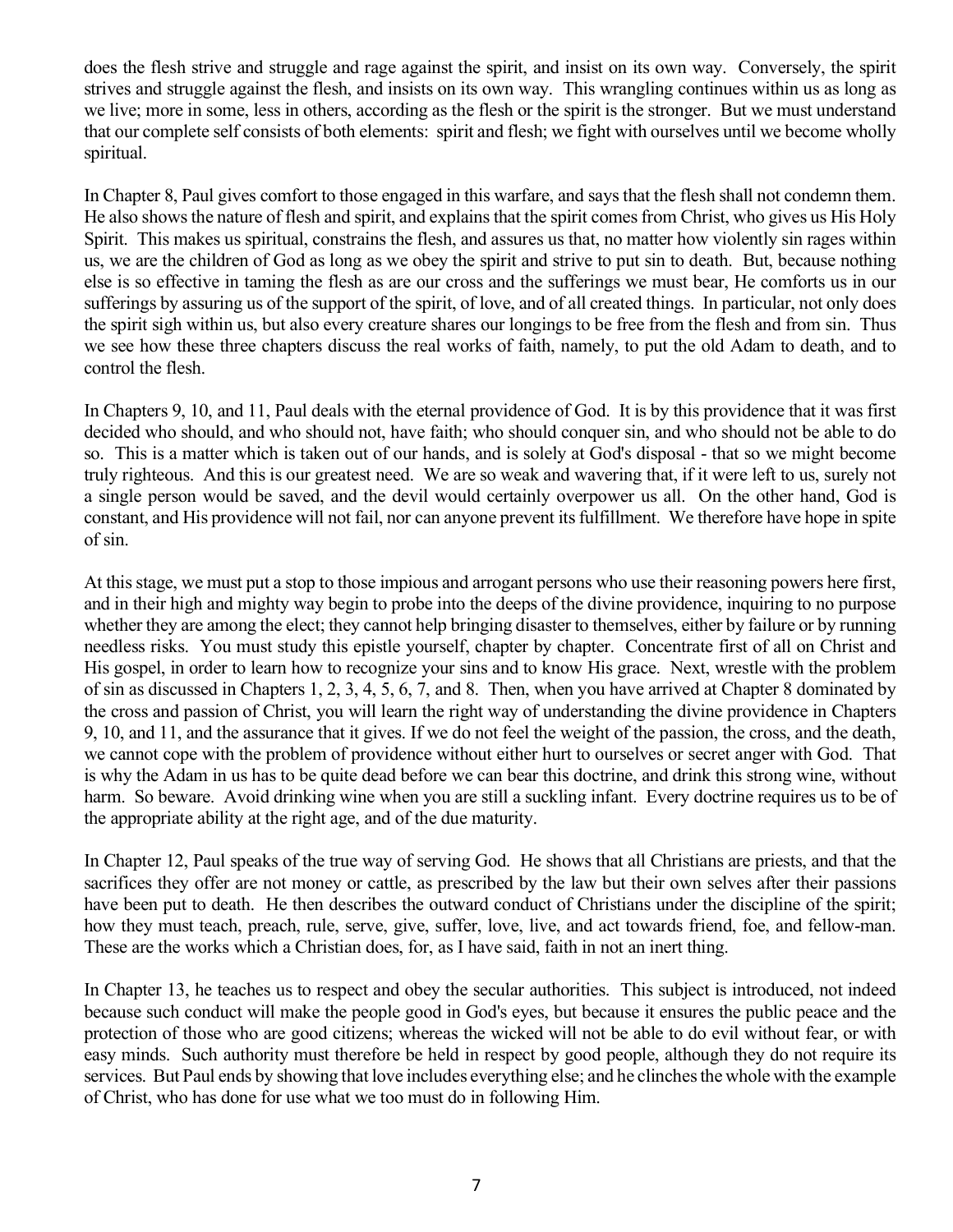does the flesh strive and struggle and rage against the spirit, and insist on its own way. Conversely, the spirit strives and struggle against the flesh, and insists on its own way. This wrangling continues within us as long as we live; more in some, less in others, according as the flesh or the spirit is the stronger. But we must understand that our complete self consists of both elements: spirit and flesh; we fight with ourselves until we become wholly spiritual.

In Chapter 8, Paul gives comfort to those engaged in this warfare, and says that the flesh shall not condemn them. He also shows the nature of flesh and spirit, and explains that the spirit comes from Christ, who gives us His Holy Spirit. This makes us spiritual, constrains the flesh, and assures us that, no matter how violently sin rages within us, we are the children of God as long as we obey the spirit and strive to put sin to death. But, because nothing else is so effective in taming the flesh as are our cross and the sufferings we must bear, He comforts us in our sufferings by assuring us of the support of the spirit, of love, and of all created things. In particular, not only does the spirit sigh within us, but also every creature shares our longings to be free from the flesh and from sin. Thus we see how these three chapters discuss the real works of faith, namely, to put the old Adam to death, and to control the flesh.

In Chapters 9, 10, and 11, Paul deals with the eternal providence of God. It is by this providence that it was first decided who should, and who should not, have faith; who should conquer sin, and who should not be able to do so. This is a matter which is taken out of our hands, and is solely at God's disposal - that so we might become truly righteous. And this is our greatest need. We are so weak and wavering that, if it were left to us, surely not a single person would be saved, and the devil would certainly overpower us all. On the other hand, God is constant, and His providence will not fail, nor can anyone prevent its fulfillment. We therefore have hope in spite of sin.

At this stage, we must put a stop to those impious and arrogant persons who use their reasoning powers here first, and in their high and mighty way begin to probe into the deeps of the divine providence, inquiring to no purpose whether they are among the elect; they cannot help bringing disaster to themselves, either by failure or by running needless risks. You must study this epistle yourself, chapter by chapter. Concentrate first of all on Christ and His gospel, in order to learn how to recognize your sins and to know His grace. Next, wrestle with the problem of sin as discussed in Chapters 1, 2, 3, 4, 5, 6, 7, and 8. Then, when you have arrived at Chapter 8 dominated by the cross and passion of Christ, you will learn the right way of understanding the divine providence in Chapters 9, 10, and 11, and the assurance that it gives. If we do not feel the weight of the passion, the cross, and the death, we cannot cope with the problem of providence without either hurt to ourselves or secret anger with God. That is why the Adam in us has to be quite dead before we can bear this doctrine, and drink this strong wine, without harm. So beware. Avoid drinking wine when you are still a suckling infant. Every doctrine requires us to be of the appropriate ability at the right age, and of the due maturity.

In Chapter 12, Paul speaks of the true way of serving God. He shows that all Christians are priests, and that the sacrifices they offer are not money or cattle, as prescribed by the law but their own selves after their passions have been put to death. He then describes the outward conduct of Christians under the discipline of the spirit; how they must teach, preach, rule, serve, give, suffer, love, live, and act towards friend, foe, and fellow-man. These are the works which a Christian does, for, as I have said, faith in not an inert thing.

In Chapter 13, he teaches us to respect and obey the secular authorities. This subject is introduced, not indeed because such conduct will make the people good in God's eyes, but because it ensures the public peace and the protection of those who are good citizens; whereas the wicked will not be able to do evil without fear, or with easy minds. Such authority must therefore be held in respect by good people, although they do not require its services. But Paul ends by showing that love includes everything else; and he clinches the whole with the example of Christ, who has done for use what we too must do in following Him.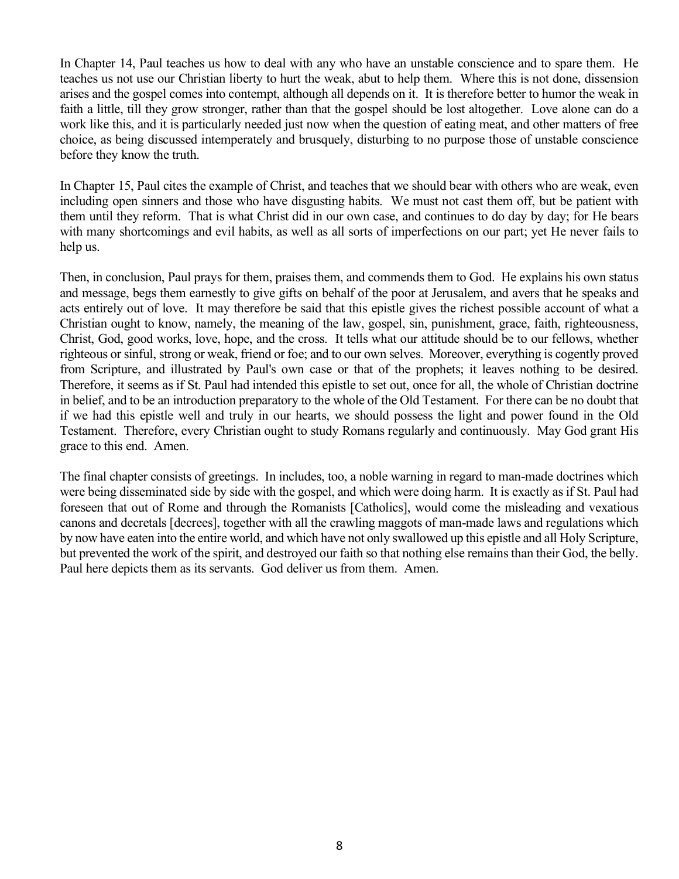In Chapter 14, Paul teaches us how to deal with any who have an unstable conscience and to spare them. He teaches us not use our Christian liberty to hurt the weak, abut to help them. Where this is not done, dissension arises and the gospel comes into contempt, although all depends on it. It is therefore better to humor the weak in faith a little, till they grow stronger, rather than that the gospel should be lost altogether. Love alone can do a work like this, and it is particularly needed just now when the question of eating meat, and other matters of free choice, as being discussed intemperately and brusquely, disturbing to no purpose those of unstable conscience before they know the truth.

In Chapter 15, Paul cites the example of Christ, and teaches that we should bear with others who are weak, even including open sinners and those who have disgusting habits. We must not cast them off, but be patient with them until they reform. That is what Christ did in our own case, and continues to do day by day; for He bears with many shortcomings and evil habits, as well as all sorts of imperfections on our part; yet He never fails to help us.

Then, in conclusion, Paul prays for them, praises them, and commends them to God. He explains his own status and message, begs them earnestly to give gifts on behalf of the poor at Jerusalem, and avers that he speaks and acts entirely out of love. It may therefore be said that this epistle gives the richest possible account of what a Christian ought to know, namely, the meaning of the law, gospel, sin, punishment, grace, faith, righteousness, Christ, God, good works, love, hope, and the cross. It tells what our attitude should be to our fellows, whether righteous or sinful, strong or weak, friend or foe; and to our own selves. Moreover, everything is cogently proved from Scripture, and illustrated by Paul's own case or that of the prophets; it leaves nothing to be desired. Therefore, it seems as if St. Paul had intended this epistle to set out, once for all, the whole of Christian doctrine in belief, and to be an introduction preparatory to the whole of the Old Testament. For there can be no doubt that if we had this epistle well and truly in our hearts, we should possess the light and power found in the Old Testament. Therefore, every Christian ought to study Romans regularly and continuously. May God grant His grace to this end. Amen.

The final chapter consists of greetings. In includes, too, a noble warning in regard to man-made doctrines which were being disseminated side by side with the gospel, and which were doing harm. It is exactly as if St. Paul had foreseen that out of Rome and through the Romanists [Catholics], would come the misleading and vexatious canons and decretals [decrees], together with all the crawling maggots of man-made laws and regulations which by now have eaten into the entire world, and which have not only swallowed up this epistle and all Holy Scripture, but prevented the work of the spirit, and destroyed our faith so that nothing else remains than their God, the belly. Paul here depicts them as its servants. God deliver us from them. Amen.